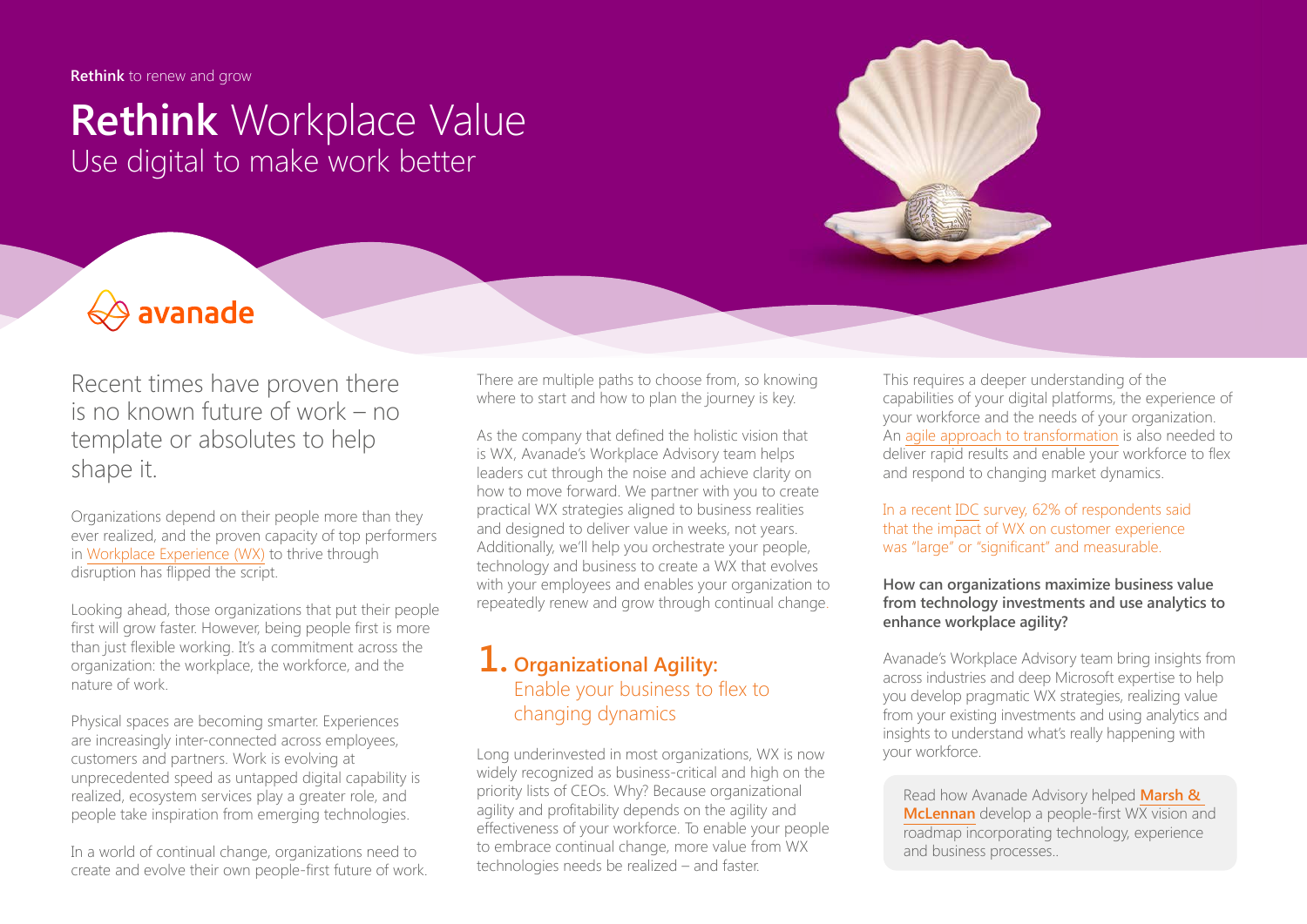**Rethink** to renew and grow

# **Rethink** Workplace Value

## Use digital to make work better

avanade

Recent times have proven there is no known future of work – no template or absolutes to help shape it.

Organizations depend on their people more than they ever realized, and the proven capacity of top performers in Workplace Experience (WX) to thrive through disruption has flipped the script.

Looking ahead, those organizations that put their people first will grow faster. However, being people first is more than just flexible working. It's a commitment across the organization: the workplace, the workforce, and the nature of work.

Physical spaces are becoming smarter. Experiences are increasingly inter-connected across employees, customers and partners. Work is evolving at unprecedented speed as untapped digital capability is realized, ecosystem services play a greater role, and people take inspiration from emerging technologies.

In a world of continual change, organizations need to create and evolve their own people-first future of work.

There are multiple paths to choose from, so knowing where to start and how to plan the journey is key.

As the company that defined the holistic vision that is WX, Avanade's Workplace Advisory team helps leaders cut through the noise and achieve clarity on how to move forward. We partner with you to create practical WX strategies aligned to business realities and designed to deliver value in weeks, not years. Additionally, we'll help you orchestrate your people, technology and business to create a WX that evolves with your employees and enables your organization to repeatedly renew and grow through continual change.

## 1. **Organizational Agility:** Enable your business to flex to changing dynamics

Long underinvested in most organizations, WX is now widely recognized as business-critical and high on the priority lists of CEOs. Why? Because organizational agility and profitability depends on the agility and effectiveness of your workforce. To enable your people to embrace continual change, more value from WX technologies needs be realized – and faster.

This requires a deeper understanding of the capabilities of your digital platforms, the experience of your workforce and the needs of your organization. An agile approach to transformation is also needed to deliver rapid results and enable your workforce to flex and respond to changing market dynamics.

In a recent IDC survey, 62% of respondents said that the impact of WX on customer experience was "large" or "significant" and measurable.

**How can organizations maximize business value from technology investments and use analytics to enhance workplace agility?**

Avanade's Workplace Advisory team bring insights from across industries and deep Microsoft expertise to help you develop pragmatic WX strategies, realizing value from your existing investments and using analytics and insights to understand what's really happening with your workforce.

Read how Avanade Advisory helped **Marsh & McLennan** develop a people-first WX vision and roadmap incorporating technology, experience and business processes..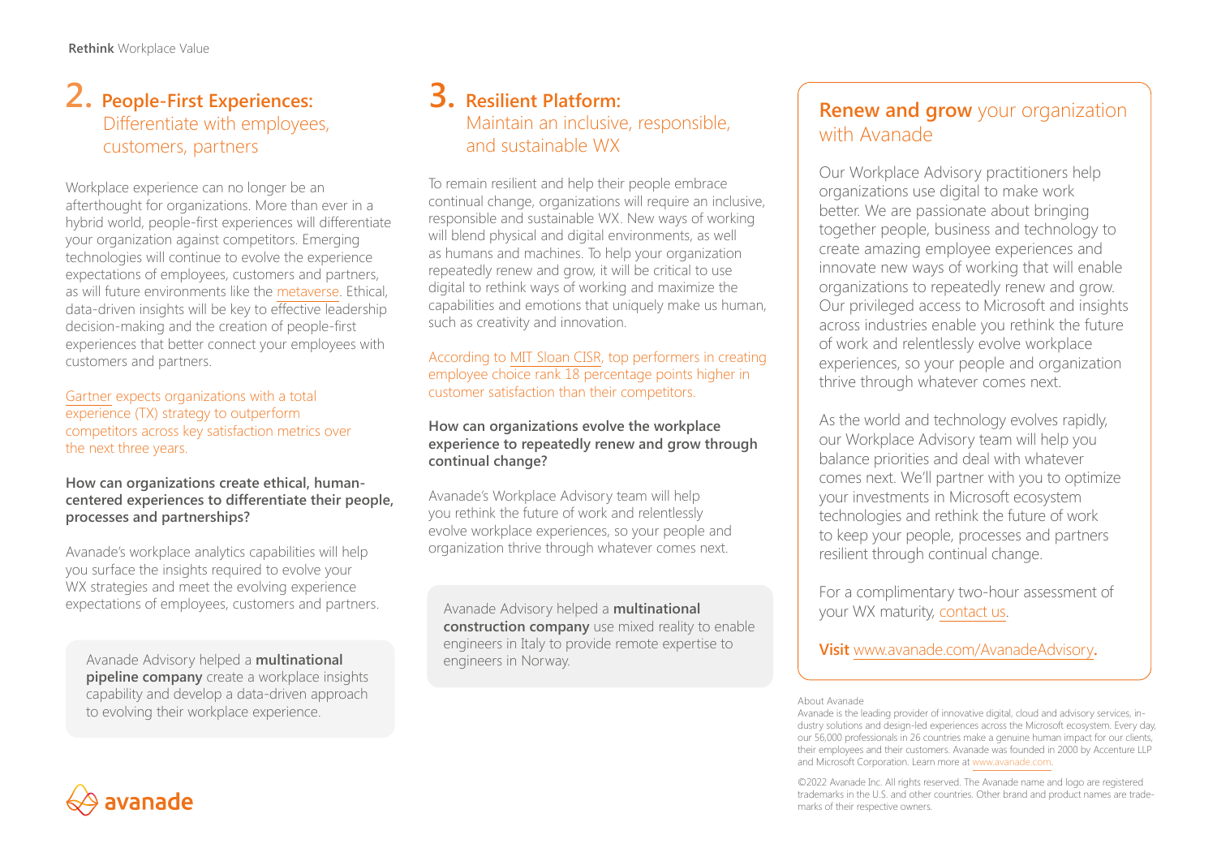## 2. People-First Experiences: Differentiate with employees, customers, partners

Workplace experience can no longer be an afterthought for organizations. More than ever in a hybrid world, people-first experiences will differentiate your organization against competitors. Emerging technologies will continue to evolve the experience expectations of employees, customers and partners, as will future environments like the metaverse. Ethical, data-driven insights will be key to effective leadership decision-making and the creation of people-first experiences that better connect your employees with customers and partners.

Gartner expects organizations with a total experience (TX) strategy to outperform competitors across key satisfaction metrics over the next three years.

**How can organizations create ethical, human-centered experiences to differentiate their people, processes and partnerships?**

Avanade's workplace analytics capabilities will help you surface the insights required to evolve your WX strategies and meet the evolving experience expectations of employees, customers and partners.

Avanade Advisory helped a **multinational pipeline company** create a workplace insights capability and develop a data-driven approach to evolving their workplace experience.

## 3. Resilient Platform: Maintain an inclusive, responsible, and sustainable WX

To remain resilient and help their people embrace continual change, organizations will require an inclusive, responsible and sustainable WX. New ways of working will blend physical and digital environments, as well as humans and machines. To help your organization repeatedly renew and grow, it will be critical to use digital to rethink ways of working and maximize the capabilities and emotions that uniquely make us human, such as creativity and innovation.

According to MIT Sloan CISR, top performers in creating employee choice rank 18 percentage points higher in customer satisfaction than their competitors.

**How can organizations evolve the workplace experience to repeatedly renew and grow through continual change?**

Avanade's Workplace Advisory team will help you rethink the future of work and relentlessly evolve workplace experiences, so your people and organization thrive through whatever comes next.

Avanade Advisory helped a **multinational construction company** use mixed reality to enable engineers in Italy to provide remote expertise to engineers in Norway.

## Renew and grow your organization with Avanade

Our Workplace Advisory practitioners help organizations use digital to make work better. We are passionate about bringing together people, business and technology to create amazing employee experiences and innovate new ways of working that will enable organizations to repeatedly renew and grow. Our privileged access to Microsoft and insights across industries enable you rethink the future of work and relentlessly evolve workplace experiences, so your people and organization thrive through whatever comes next.

As the world and technology evolves rapidly, our Workplace Advisory team will help you balance priorities and deal with whatever comes next. We'll partner with you to optimize your investments in Microsoft ecosystem technologies and rethink the future of work to keep your people, processes and partners resilient through continual change.

For a complimentary two-hour assessment of your WX maturity, contact us.

**Visit** www.avanade.com/AvanadeAdvisory**.**

About Avanade

Avanade is the leading provider of innovative digital, cloud and advisory services, industry solutions and design-led experiences across the Microsoft ecosystem. Every day, our 56,000 professionals in 26 countries make a genuine human impact for our clients, their employees and their customers. Avanade was founded in 2000 by Accenture LLP and Microsoft Corporation. Learn more at www.avanade.com.

©2022 Avanade Inc. All rights reserved. The Avanade name and logo are registered trademarks in the U.S. and other countries. Other brand and product names are trademarks of their respective owners.

avanade